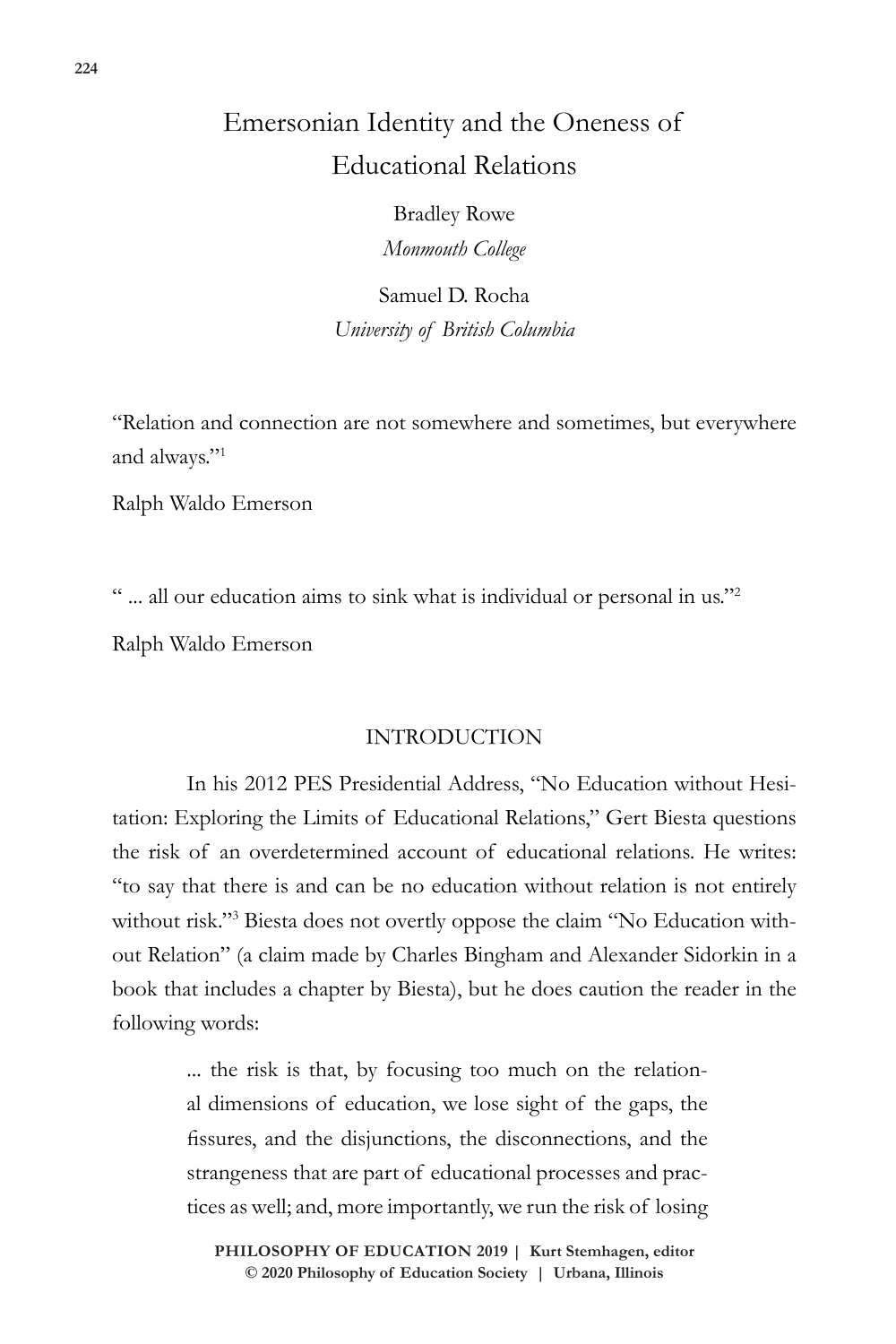# Emersonian Identity and the Oneness of Educational Relations

Bradley Rowe
*Monmouth College*

Samuel D. Rocha
*University of British Columbia*

"Relation and connection are not somewhere and sometimes, but everywhere and always."[1]

Ralph Waldo Emerson

" ... all our education aims to sink what is individual or personal in us."[2]

Ralph Waldo Emerson

## INTRODUCTION

In his 2012 PES Presidential Address, "No Education without Hesitation: Exploring the Limits of Educational Relations," Gert Biesta questions the risk of an overdetermined account of educational relations. He writes: "to say that there is and can be no education without relation is not entirely without risk."[3] Biesta does not overtly oppose the claim "No Education without Relation" (a claim made by Charles Bingham and Alexander Sidorkin in a book that includes a chapter by Biesta), but he does caution the reader in the following words:

> ... the risk is that, by focusing too much on the relational dimensions of education, we lose sight of the gaps, the fissures, and the disjunctions, the disconnections, and the strangeness that are part of educational processes and practices as well; and, more importantly, we run the risk of losing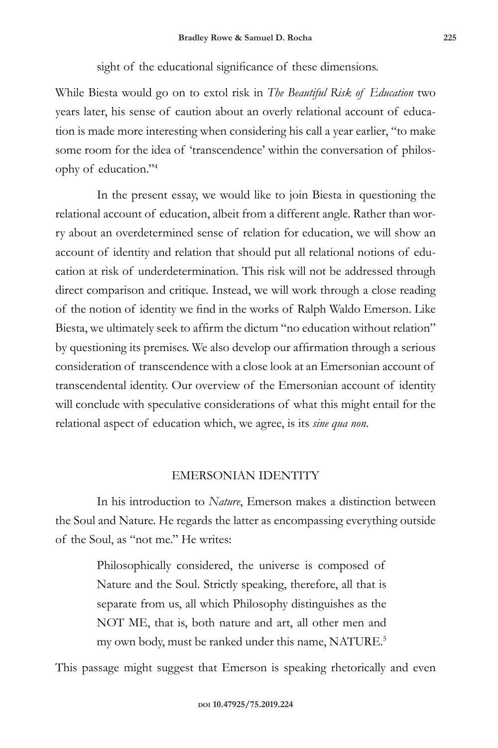sight of the educational significance of these dimensions.

While Biesta would go on to extol risk in *The Beautiful Risk of Education* two years later, his sense of caution about an overly relational account of education is made more interesting when considering his call a year earlier, "to make some room for the idea of 'transcendence' within the conversation of philosophy of education."[4]

In the present essay, we would like to join Biesta in questioning the relational account of education, albeit from a different angle. Rather than worry about an overdetermined sense of relation for education, we will show an account of identity and relation that should put all relational notions of education at risk of underdetermination. This risk will not be addressed through direct comparison and critique. Instead, we will work through a close reading of the notion of identity we find in the works of Ralph Waldo Emerson. Like Biesta, we ultimately seek to affirm the dictum "no education without relation" by questioning its premises. We also develop our affirmation through a serious consideration of transcendence with a close look at an Emersonian account of transcendental identity. Our overview of the Emersonian account of identity will conclude with speculative considerations of what this might entail for the relational aspect of education which, we agree, is its *sine qua non*.

## EMERSONIAN IDENTITY

In his introduction to *Nature*, Emerson makes a distinction between the Soul and Nature. He regards the latter as encompassing everything outside of the Soul, as "not me." He writes:

> Philosophically considered, the universe is composed of Nature and the Soul. Strictly speaking, therefore, all that is separate from us, all which Philosophy distinguishes as the NOT ME, that is, both nature and art, all other men and my own body, must be ranked under this name, NATURE.[5]

This passage might suggest that Emerson is speaking rhetorically and even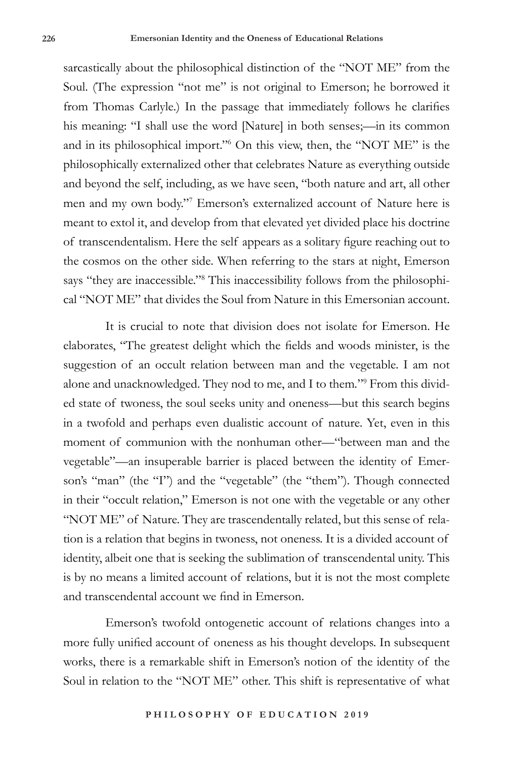sarcastically about the philosophical distinction of the "NOT ME" from the Soul. (The expression "not me" is not original to Emerson; he borrowed it from Thomas Carlyle.) In the passage that immediately follows he clarifies his meaning: "I shall use the word [Nature] in both senses;—in its common and in its philosophical import."[6] On this view, then, the "NOT ME" is the philosophically externalized other that celebrates Nature as everything outside and beyond the self, including, as we have seen, "both nature and art, all other men and my own body."[7] Emerson's externalized account of Nature here is meant to extol it, and develop from that elevated yet divided place his doctrine of transcendentalism. Here the self appears as a solitary figure reaching out to the cosmos on the other side. When referring to the stars at night, Emerson says "they are inaccessible."[8] This inaccessibility follows from the philosophical "NOT ME" that divides the Soul from Nature in this Emersonian account.

It is crucial to note that division does not isolate for Emerson. He elaborates, "The greatest delight which the fields and woods minister, is the suggestion of an occult relation between man and the vegetable. I am not alone and unacknowledged. They nod to me, and I to them."[9] From this divided state of twoness, the soul seeks unity and oneness—but this search begins in a twofold and perhaps even dualistic account of nature. Yet, even in this moment of communion with the nonhuman other—"between man and the vegetable"—an insuperable barrier is placed between the identity of Emerson's "man" (the "I") and the "vegetable" (the "them"). Though connected in their "occult relation," Emerson is not one with the vegetable or any other "NOT ME" of Nature. They are trascendentally related, but this sense of relation is a relation that begins in twoness, not oneness. It is a divided account of identity, albeit one that is seeking the sublimation of transcendental unity. This is by no means a limited account of relations, but it is not the most complete and transcendental account we find in Emerson.

Emerson's twofold ontogenetic account of relations changes into a more fully unified account of oneness as his thought develops. In subsequent works, there is a remarkable shift in Emerson's notion of the identity of the Soul in relation to the "NOT ME" other. This shift is representative of what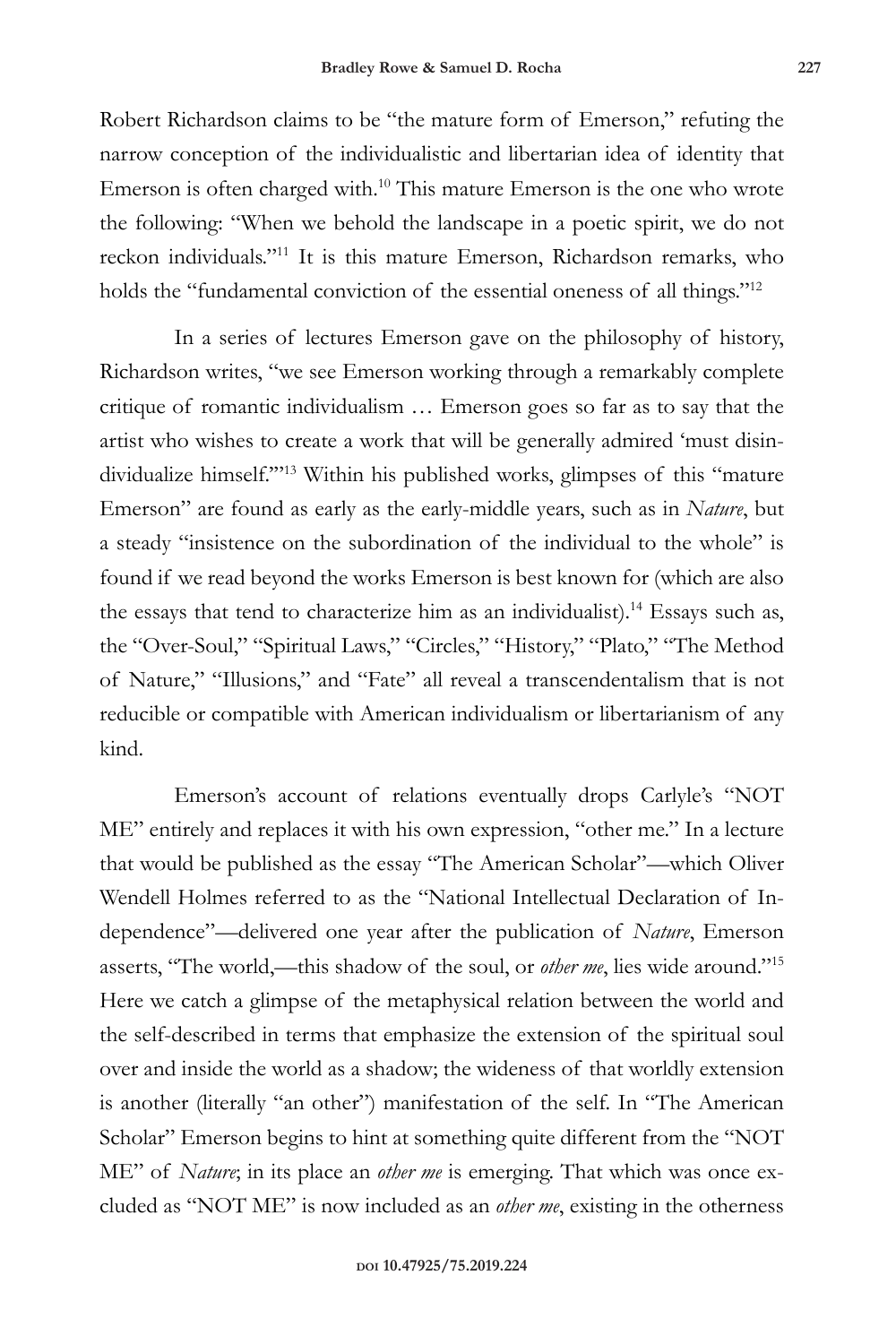Robert Richardson claims to be "the mature form of Emerson," refuting the narrow conception of the individualistic and libertarian idea of identity that Emerson is often charged with.[10] This mature Emerson is the one who wrote the following: "When we behold the landscape in a poetic spirit, we do not reckon individuals."[11] It is this mature Emerson, Richardson remarks, who holds the "fundamental conviction of the essential oneness of all things."[12]

In a series of lectures Emerson gave on the philosophy of history, Richardson writes, "we see Emerson working through a remarkably complete critique of romantic individualism … Emerson goes so far as to say that the artist who wishes to create a work that will be generally admired 'must disindividualize himself.'"[13] Within his published works, glimpses of this "mature Emerson" are found as early as the early-middle years, such as in *Nature*, but a steady "insistence on the subordination of the individual to the whole" is found if we read beyond the works Emerson is best known for (which are also the essays that tend to characterize him as an individualist).[14] Essays such as, the "Over-Soul," "Spiritual Laws," "Circles," "History," "Plato," "The Method of Nature," "Illusions," and "Fate" all reveal a transcendentalism that is not reducible or compatible with American individualism or libertarianism of any kind.

Emerson's account of relations eventually drops Carlyle's "NOT ME" entirely and replaces it with his own expression, "other me." In a lecture that would be published as the essay "The American Scholar"—which Oliver Wendell Holmes referred to as the "National Intellectual Declaration of Independence"—delivered one year after the publication of *Nature*, Emerson asserts, "The world,—this shadow of the soul, or *other me*, lies wide around."[15] Here we catch a glimpse of the metaphysical relation between the world and the self-described in terms that emphasize the extension of the spiritual soul over and inside the world as a shadow; the wideness of that worldly extension is another (literally "an other") manifestation of the self. In "The American Scholar" Emerson begins to hint at something quite different from the "NOT ME" of *Nature*; in its place an *other me* is emerging. That which was once excluded as "NOT ME" is now included as an *other me*, existing in the otherness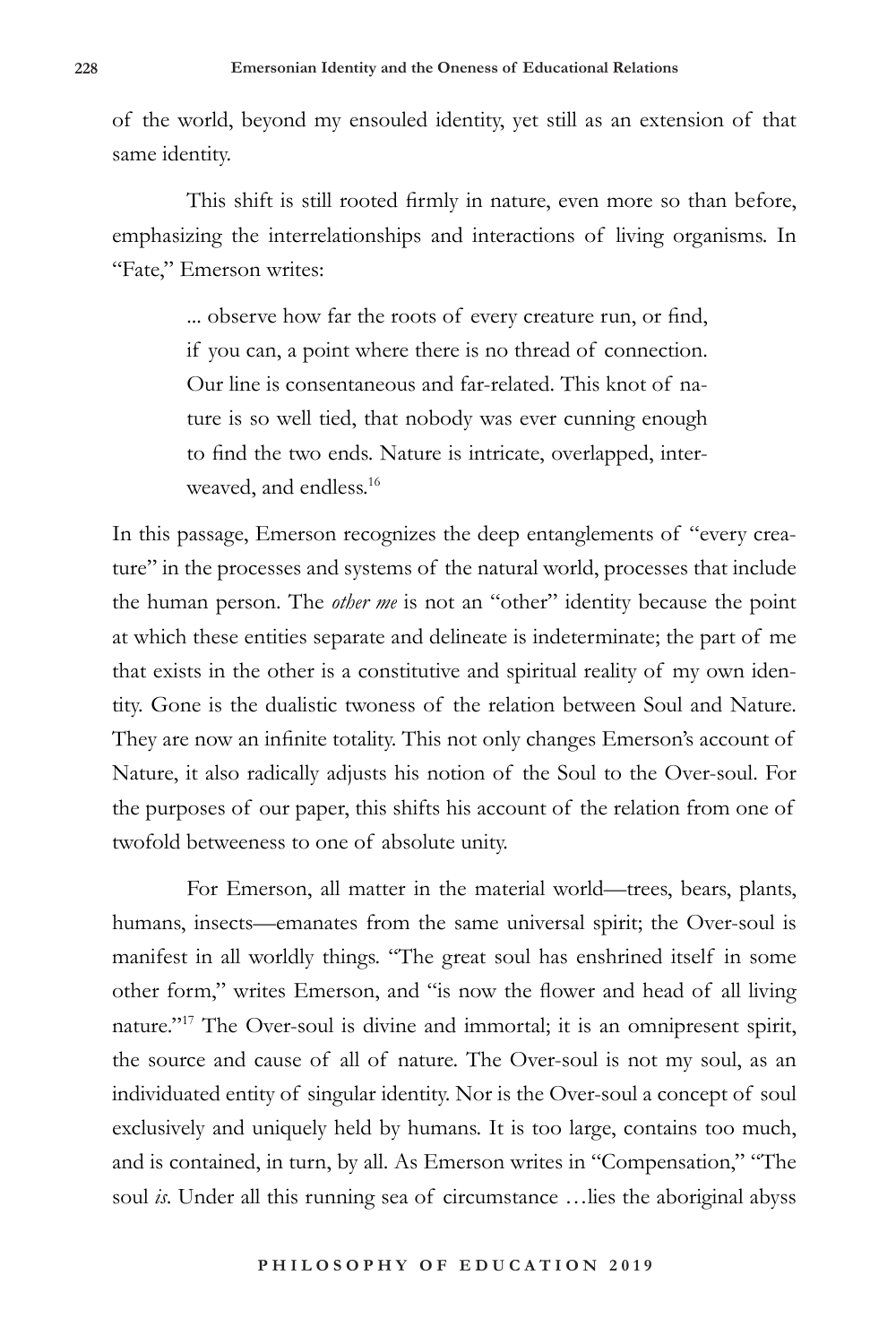of the world, beyond my ensouled identity, yet still as an extension of that same identity.

This shift is still rooted firmly in nature, even more so than before, emphasizing the interrelationships and interactions of living organisms. In "Fate," Emerson writes:

> ... observe how far the roots of every creature run, or find, if you can, a point where there is no thread of connection. Our line is consentaneous and far-related. This knot of nature is so well tied, that nobody was ever cunning enough to find the two ends. Nature is intricate, overlapped, interweaved, and endless.[16]

In this passage, Emerson recognizes the deep entanglements of "every creature" in the processes and systems of the natural world, processes that include the human person. The *other me* is not an "other" identity because the point at which these entities separate and delineate is indeterminate; the part of me that exists in the other is a constitutive and spiritual reality of my own identity. Gone is the dualistic twoness of the relation between Soul and Nature. They are now an infinite totality. This not only changes Emerson's account of Nature, it also radically adjusts his notion of the Soul to the Over-soul. For the purposes of our paper, this shifts his account of the relation from one of twofold betweeness to one of absolute unity.

For Emerson, all matter in the material world—trees, bears, plants, humans, insects—emanates from the same universal spirit; the Over-soul is manifest in all worldly things. "The great soul has enshrined itself in some other form," writes Emerson, and "is now the flower and head of all living nature."[17] The Over-soul is divine and immortal; it is an omnipresent spirit, the source and cause of all of nature. The Over-soul is not my soul, as an individuated entity of singular identity. Nor is the Over-soul a concept of soul exclusively and uniquely held by humans. It is too large, contains too much, and is contained, in turn, by all. As Emerson writes in "Compensation," "The soul *is*. Under all this running sea of circumstance …lies the aboriginal abyss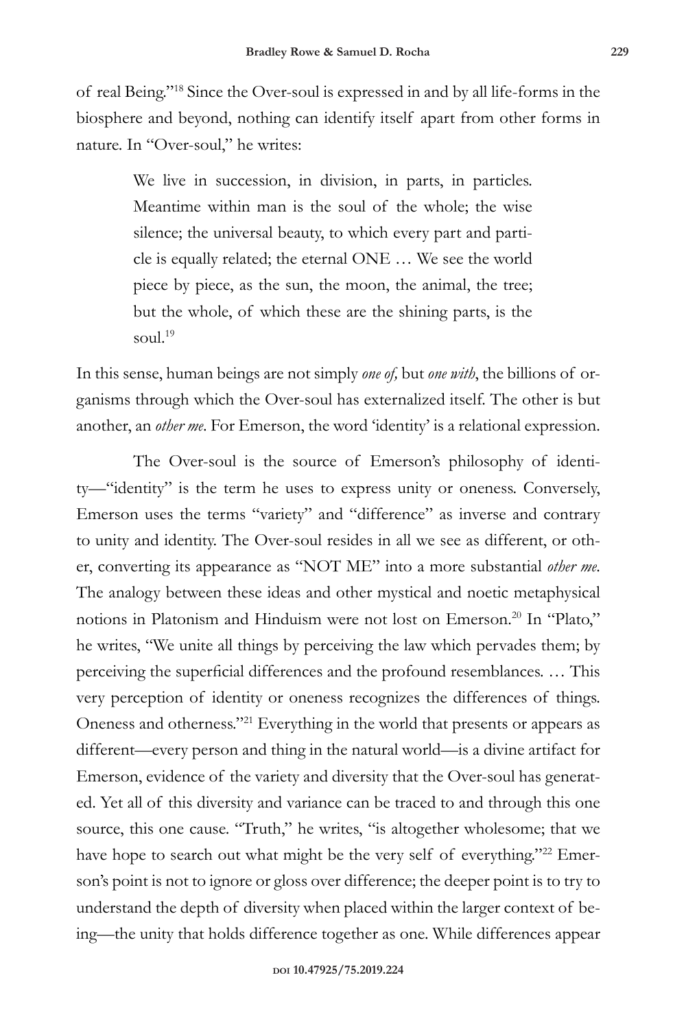of real Being."[18] Since the Over-soul is expressed in and by all life-forms in the biosphere and beyond, nothing can identify itself apart from other forms in nature. In "Over-soul," he writes:

> We live in succession, in division, in parts, in particles. Meantime within man is the soul of the whole; the wise silence; the universal beauty, to which every part and particle is equally related; the eternal ONE … We see the world piece by piece, as the sun, the moon, the animal, the tree; but the whole, of which these are the shining parts, is the soul.[19]

In this sense, human beings are not simply *one of,* but *one with*, the billions of organisms through which the Over-soul has externalized itself. The other is but another, an *other me*. For Emerson, the word 'identity' is a relational expression.

The Over-soul is the source of Emerson's philosophy of identity—"identity" is the term he uses to express unity or oneness. Conversely, Emerson uses the terms "variety" and "difference" as inverse and contrary to unity and identity. The Over-soul resides in all we see as different, or other, converting its appearance as "NOT ME" into a more substantial *other me*. The analogy between these ideas and other mystical and noetic metaphysical notions in Platonism and Hinduism were not lost on Emerson.[20] In "Plato," he writes, "We unite all things by perceiving the law which pervades them; by perceiving the superficial differences and the profound resemblances. … This very perception of identity or oneness recognizes the differences of things. Oneness and otherness."[21] Everything in the world that presents or appears as different—every person and thing in the natural world—is a divine artifact for Emerson, evidence of the variety and diversity that the Over-soul has generated. Yet all of this diversity and variance can be traced to and through this one source, this one cause. "Truth," he writes, "is altogether wholesome; that we have hope to search out what might be the very self of everything."[22] Emerson's point is not to ignore or gloss over difference; the deeper point is to try to understand the depth of diversity when placed within the larger context of being—the unity that holds difference together as one. While differences appear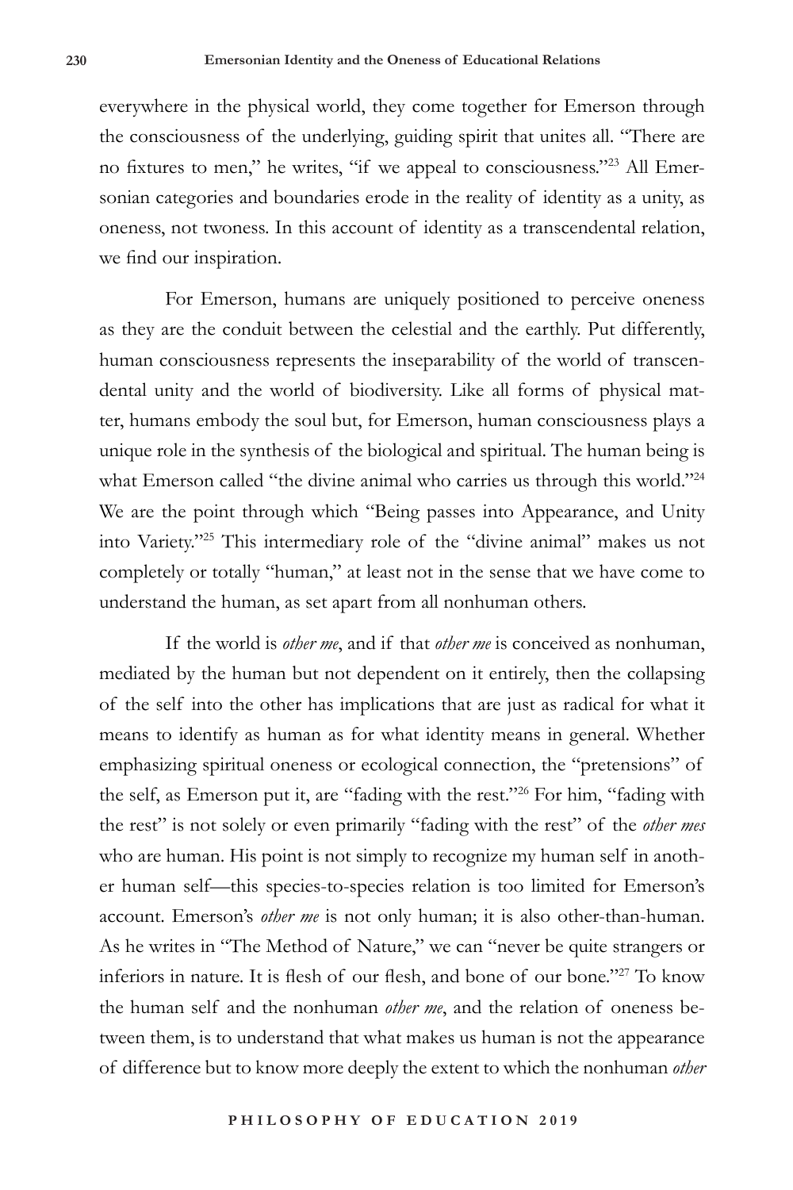everywhere in the physical world, they come together for Emerson through the consciousness of the underlying, guiding spirit that unites all. "There are no fixtures to men," he writes, "if we appeal to consciousness."[23] All Emersonian categories and boundaries erode in the reality of identity as a unity, as oneness, not twoness. In this account of identity as a transcendental relation, we find our inspiration.

For Emerson, humans are uniquely positioned to perceive oneness as they are the conduit between the celestial and the earthly. Put differently, human consciousness represents the inseparability of the world of transcendental unity and the world of biodiversity. Like all forms of physical matter, humans embody the soul but, for Emerson, human consciousness plays a unique role in the synthesis of the biological and spiritual. The human being is what Emerson called "the divine animal who carries us through this world."[24] We are the point through which "Being passes into Appearance, and Unity into Variety."[25] This intermediary role of the "divine animal" makes us not completely or totally "human," at least not in the sense that we have come to understand the human, as set apart from all nonhuman others.

If the world is *other me*, and if that *other me* is conceived as nonhuman, mediated by the human but not dependent on it entirely, then the collapsing of the self into the other has implications that are just as radical for what it means to identify as human as for what identity means in general. Whether emphasizing spiritual oneness or ecological connection, the "pretensions" of the self, as Emerson put it, are "fading with the rest."[26] For him, "fading with the rest" is not solely or even primarily "fading with the rest" of the *other mes* who are human. His point is not simply to recognize my human self in another human self—this species-to-species relation is too limited for Emerson's account. Emerson's *other me* is not only human; it is also other-than-human. As he writes in "The Method of Nature," we can "never be quite strangers or inferiors in nature. It is flesh of our flesh, and bone of our bone."[27] To know the human self and the nonhuman *other me*, and the relation of oneness between them, is to understand that what makes us human is not the appearance of difference but to know more deeply the extent to which the nonhuman *other*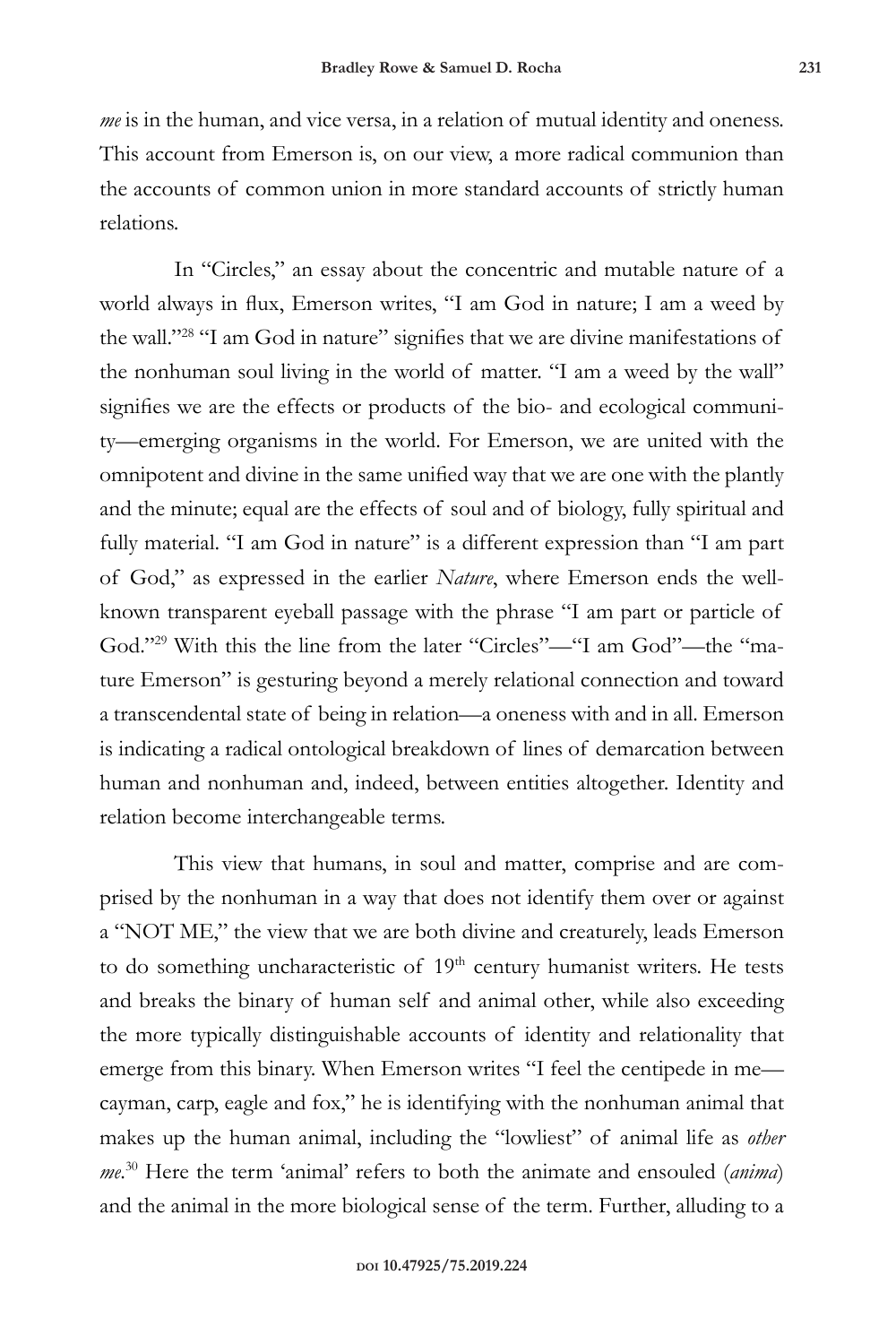*me* is in the human, and vice versa, in a relation of mutual identity and oneness. This account from Emerson is, on our view, a more radical communion than the accounts of common union in more standard accounts of strictly human relations.

In "Circles," an essay about the concentric and mutable nature of a world always in flux, Emerson writes, "I am God in nature; I am a weed by the wall."[28] "I am God in nature" signifies that we are divine manifestations of the nonhuman soul living in the world of matter. "I am a weed by the wall" signifies we are the effects or products of the bio- and ecological community—emerging organisms in the world. For Emerson, we are united with the omnipotent and divine in the same unified way that we are one with the plantly and the minute; equal are the effects of soul and of biology, fully spiritual and fully material. "I am God in nature" is a different expression than "I am part of God," as expressed in the earlier *Nature*, where Emerson ends the well-known transparent eyeball passage with the phrase "I am part or particle of God."[29] With this the line from the later "Circles"—"I am God"—the "mature Emerson" is gesturing beyond a merely relational connection and toward a transcendental state of being in relation—a oneness with and in all. Emerson is indicating a radical ontological breakdown of lines of demarcation between human and nonhuman and, indeed, between entities altogether. Identity and relation become interchangeable terms.

This view that humans, in soul and matter, comprise and are comprised by the nonhuman in a way that does not identify them over or against a "NOT ME," the view that we are both divine and creaturely, leads Emerson to do something uncharacteristic of 19th century humanist writers. He tests and breaks the binary of human self and animal other, while also exceeding the more typically distinguishable accounts of identity and relationality that emerge from this binary. When Emerson writes "I feel the centipede in me—cayman, carp, eagle and fox," he is identifying with the nonhuman animal that makes up the human animal, including the "lowliest" of animal life as *other me*.[30] Here the term 'animal' refers to both the animate and ensouled (*anima*) and the animal in the more biological sense of the term. Further, alluding to a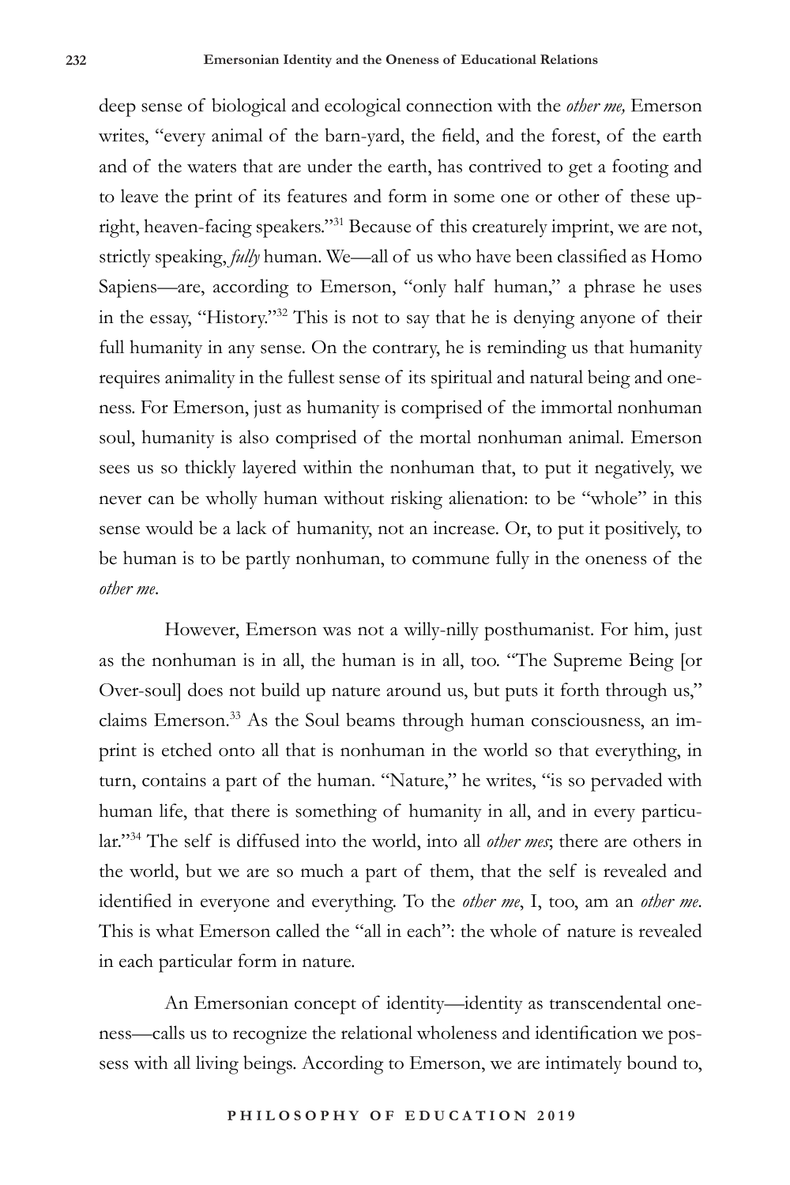deep sense of biological and ecological connection with the *other me,* Emerson writes, "every animal of the barn-yard, the field, and the forest, of the earth and of the waters that are under the earth, has contrived to get a footing and to leave the print of its features and form in some one or other of these upright, heaven-facing speakers."[31] Because of this creaturely imprint, we are not, strictly speaking, *fully* human. We—all of us who have been classified as Homo Sapiens—are, according to Emerson, "only half human," a phrase he uses in the essay, "History."[32] This is not to say that he is denying anyone of their full humanity in any sense. On the contrary, he is reminding us that humanity requires animality in the fullest sense of its spiritual and natural being and oneness. For Emerson, just as humanity is comprised of the immortal nonhuman soul, humanity is also comprised of the mortal nonhuman animal. Emerson sees us so thickly layered within the nonhuman that, to put it negatively, we never can be wholly human without risking alienation: to be "whole" in this sense would be a lack of humanity, not an increase. Or, to put it positively, to be human is to be partly nonhuman, to commune fully in the oneness of the *other me*.

However, Emerson was not a willy-nilly posthumanist. For him, just as the nonhuman is in all, the human is in all, too. "The Supreme Being [or Over-soul] does not build up nature around us, but puts it forth through us," claims Emerson.[33] As the Soul beams through human consciousness, an imprint is etched onto all that is nonhuman in the world so that everything, in turn, contains a part of the human. "Nature," he writes, "is so pervaded with human life, that there is something of humanity in all, and in every particular."[34] The self is diffused into the world, into all *other mes*; there are others in the world, but we are so much a part of them, that the self is revealed and identified in everyone and everything. To the *other me*, I, too, am an *other me*. This is what Emerson called the "all in each": the whole of nature is revealed in each particular form in nature.

An Emersonian concept of identity—identity as transcendental oneness—calls us to recognize the relational wholeness and identification we possess with all living beings. According to Emerson, we are intimately bound to,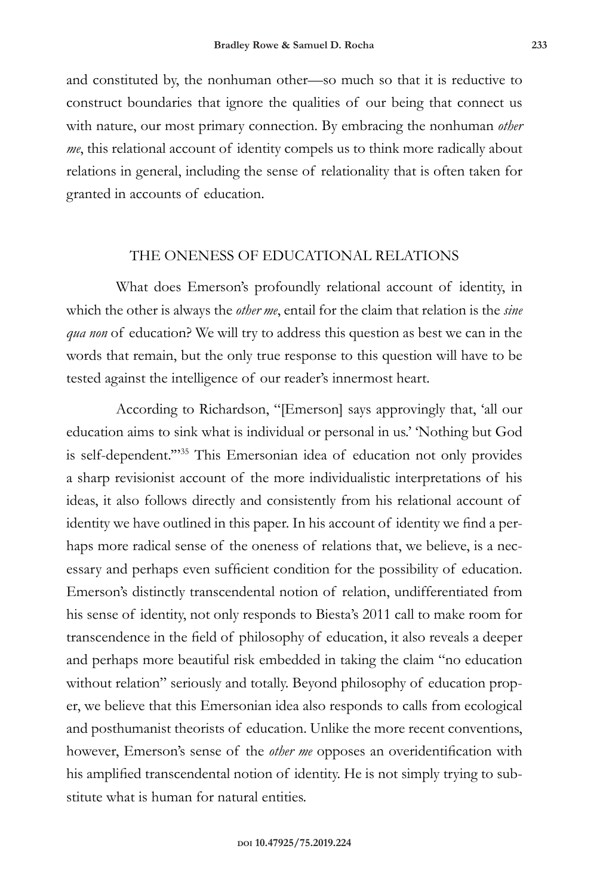and constituted by, the nonhuman other—so much so that it is reductive to construct boundaries that ignore the qualities of our being that connect us with nature, our most primary connection. By embracing the nonhuman *other me*, this relational account of identity compels us to think more radically about relations in general, including the sense of relationality that is often taken for granted in accounts of education.

## THE ONENESS OF EDUCATIONAL RELATIONS

What does Emerson's profoundly relational account of identity, in which the other is always the *other me*, entail for the claim that relation is the *sine qua non* of education? We will try to address this question as best we can in the words that remain, but the only true response to this question will have to be tested against the intelligence of our reader's innermost heart.

According to Richardson, "[Emerson] says approvingly that, 'all our education aims to sink what is individual or personal in us.' 'Nothing but God is self-dependent.'"[35] This Emersonian idea of education not only provides a sharp revisionist account of the more individualistic interpretations of his ideas, it also follows directly and consistently from his relational account of identity we have outlined in this paper. In his account of identity we find a perhaps more radical sense of the oneness of relations that, we believe, is a necessary and perhaps even sufficient condition for the possibility of education. Emerson's distinctly transcendental notion of relation, undifferentiated from his sense of identity, not only responds to Biesta's 2011 call to make room for transcendence in the field of philosophy of education, it also reveals a deeper and perhaps more beautiful risk embedded in taking the claim "no education without relation" seriously and totally. Beyond philosophy of education proper, we believe that this Emersonian idea also responds to calls from ecological and posthumanist theorists of education. Unlike the more recent conventions, however, Emerson's sense of the *other me* opposes an overidentification with his amplified transcendental notion of identity. He is not simply trying to substitute what is human for natural entities.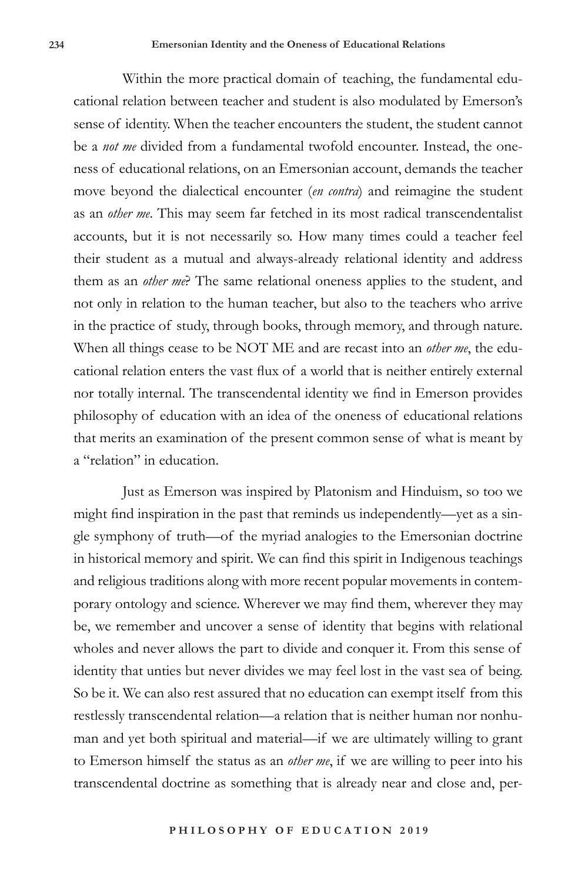Within the more practical domain of teaching, the fundamental educational relation between teacher and student is also modulated by Emerson's sense of identity. When the teacher encounters the student, the student cannot be a *not me* divided from a fundamental twofold encounter. Instead, the oneness of educational relations, on an Emersonian account, demands the teacher move beyond the dialectical encounter (*en contra*) and reimagine the student as an *other me*. This may seem far fetched in its most radical transcendentalist accounts, but it is not necessarily so. How many times could a teacher feel their student as a mutual and always-already relational identity and address them as an *other me*? The same relational oneness applies to the student, and not only in relation to the human teacher, but also to the teachers who arrive in the practice of study, through books, through memory, and through nature. When all things cease to be NOT ME and are recast into an *other me*, the educational relation enters the vast flux of a world that is neither entirely external nor totally internal. The transcendental identity we find in Emerson provides philosophy of education with an idea of the oneness of educational relations that merits an examination of the present common sense of what is meant by a "relation" in education.

Just as Emerson was inspired by Platonism and Hinduism, so too we might find inspiration in the past that reminds us independently—yet as a single symphony of truth—of the myriad analogies to the Emersonian doctrine in historical memory and spirit. We can find this spirit in Indigenous teachings and religious traditions along with more recent popular movements in contemporary ontology and science. Wherever we may find them, wherever they may be, we remember and uncover a sense of identity that begins with relational wholes and never allows the part to divide and conquer it. From this sense of identity that unties but never divides we may feel lost in the vast sea of being. So be it. We can also rest assured that no education can exempt itself from this restlessly transcendental relation—a relation that is neither human nor nonhuman and yet both spiritual and material—if we are ultimately willing to grant to Emerson himself the status as an *other me*, if we are willing to peer into his transcendental doctrine as something that is already near and close and, per-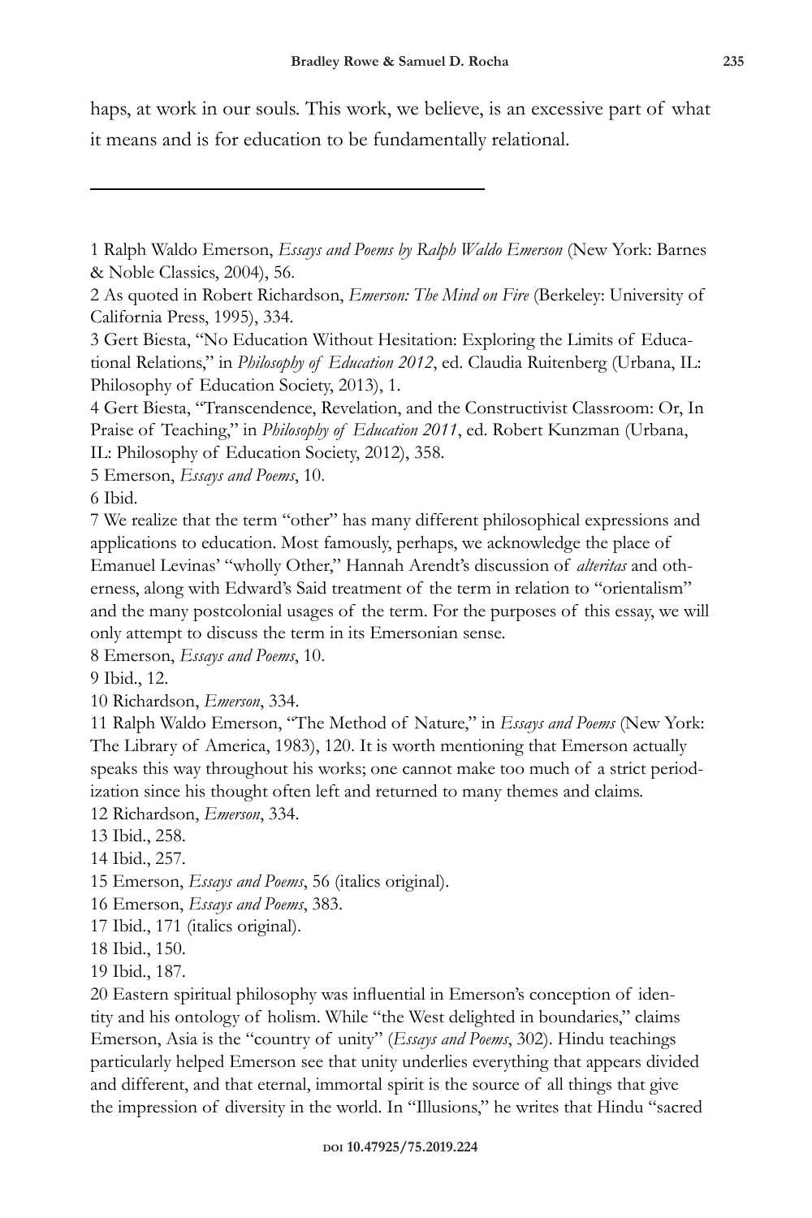haps, at work in our souls. This work, we believe, is an excessive part of what it means and is for education to be fundamentally relational.

---

1 Ralph Waldo Emerson, *Essays and Poems by Ralph Waldo Emerson* (New York: Barnes & Noble Classics, 2004), 56.

2 As quoted in Robert Richardson, *Emerson: The Mind on Fire* (Berkeley: University of California Press, 1995), 334.

3 Gert Biesta, "No Education Without Hesitation: Exploring the Limits of Educational Relations," in *Philosophy of Education 2012*, ed. Claudia Ruitenberg (Urbana, IL: Philosophy of Education Society, 2013), 1.

4 Gert Biesta, "Transcendence, Revelation, and the Constructivist Classroom: Or, In Praise of Teaching," in *Philosophy of Education 2011*, ed. Robert Kunzman (Urbana, IL: Philosophy of Education Society, 2012), 358.

5 Emerson, *Essays and Poems*, 10.

6 Ibid.

7 We realize that the term "other" has many different philosophical expressions and applications to education. Most famously, perhaps, we acknowledge the place of Emanuel Levinas' "wholly Other," Hannah Arendt's discussion of *alteritas* and otherness, along with Edward's Said treatment of the term in relation to "orientalism" and the many postcolonial usages of the term. For the purposes of this essay, we will only attempt to discuss the term in its Emersonian sense.

8 Emerson, *Essays and Poems*, 10.

9 Ibid., 12.

10 Richardson, *Emerson*, 334.

11 Ralph Waldo Emerson, "The Method of Nature," in *Essays and Poems* (New York: The Library of America, 1983), 120. It is worth mentioning that Emerson actually speaks this way throughout his works; one cannot make too much of a strict periodization since his thought often left and returned to many themes and claims.

12 Richardson, *Emerson*, 334.

13 Ibid., 258.

14 Ibid., 257.

15 Emerson, *Essays and Poems*, 56 (italics original).

16 Emerson, *Essays and Poems*, 383.

17 Ibid., 171 (italics original).

18 Ibid., 150.

19 Ibid., 187.

20 Eastern spiritual philosophy was influential in Emerson's conception of identity and his ontology of holism. While "the West delighted in boundaries," claims Emerson, Asia is the "country of unity" (*Essays and Poems*, 302). Hindu teachings particularly helped Emerson see that unity underlies everything that appears divided and different, and that eternal, immortal spirit is the source of all things that give the impression of diversity in the world. In "Illusions," he writes that Hindu "sacred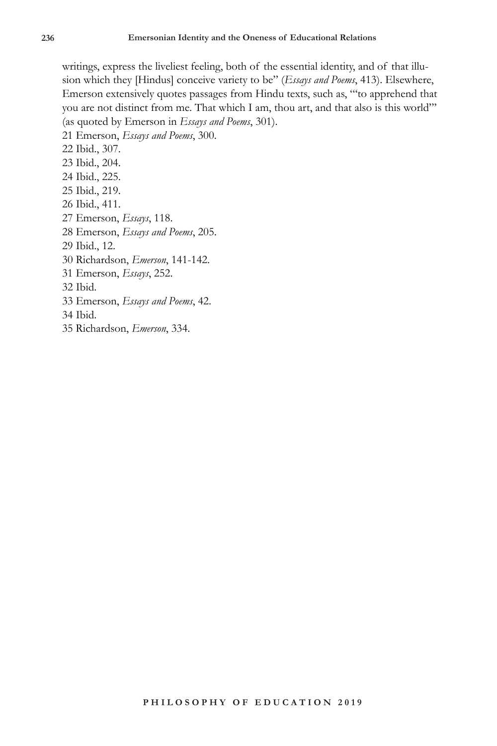writings, express the liveliest feeling, both of the essential identity, and of that illusion which they [Hindus] conceive variety to be" (*Essays and Poems*, 413). Elsewhere, Emerson extensively quotes passages from Hindu texts, such as, "'to apprehend that you are not distinct from me. That which I am, thou art, and that also is this world'" (as quoted by Emerson in *Essays and Poems*, 301).

21 Emerson, *Essays and Poems*, 300.

22 Ibid., 307.

23 Ibid., 204.

24 Ibid., 225.

25 Ibid., 219.

26 Ibid., 411.

27 Emerson, *Essays*, 118.

28 Emerson, *Essays and Poems*, 205.

29 Ibid., 12.

30 Richardson, *Emerson*, 141-142.

31 Emerson, *Essays*, 252.

32 Ibid.

33 Emerson, *Essays and Poems*, 42.

34 Ibid.

35 Richardson, *Emerson*, 334.